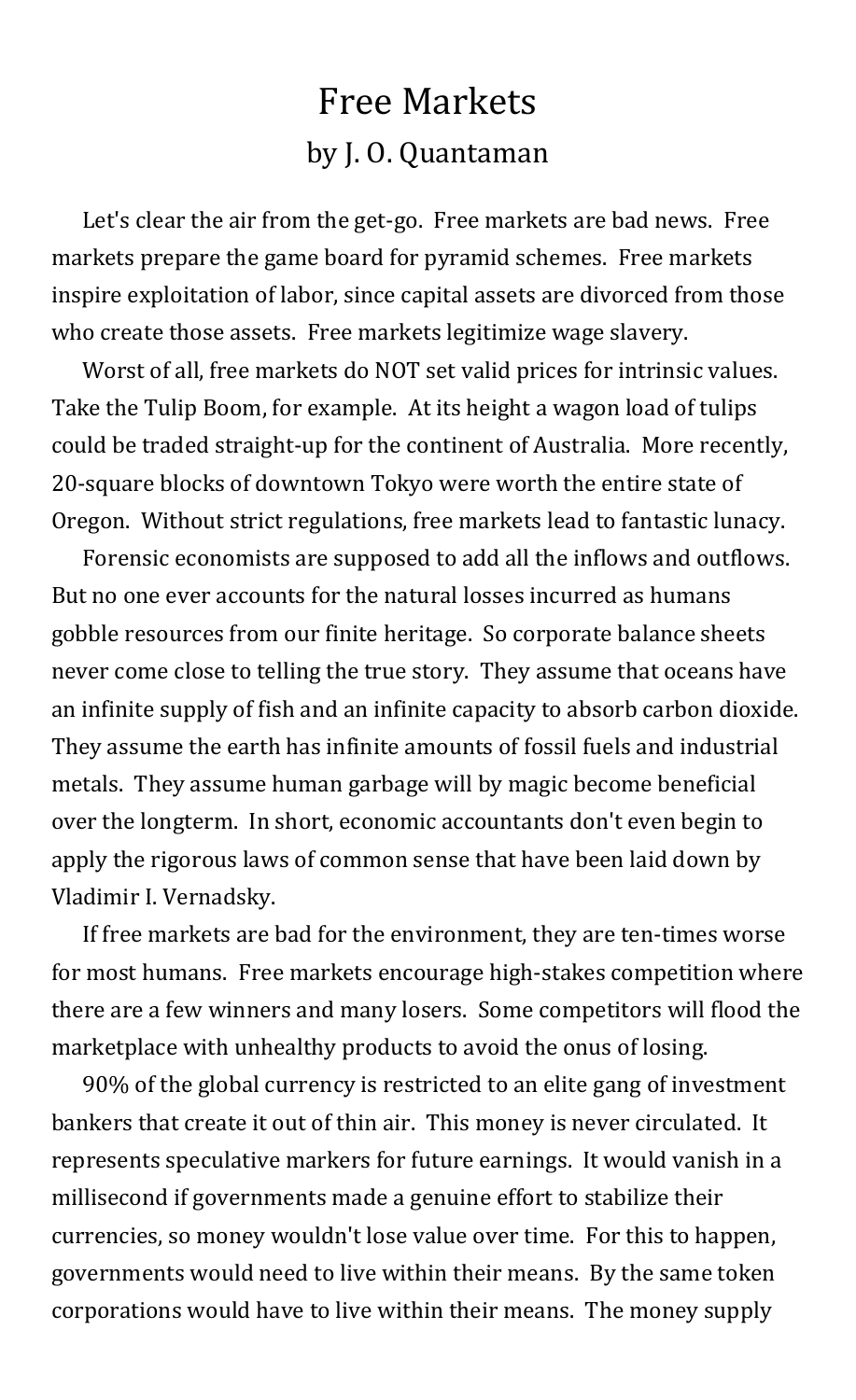# Free Markets

by J. O. Quantaman

Let's clear the air from the get-go. Free markets are bad news. Free markets prepare the game board for pyramid schemes. Free markets inspire exploitation of labor, since capital assets are divorced from those who create those assets. Free markets legitimize wage slavery.

Worst of all, free markets do NOT set valid prices for intrinsic values. Take the Tulip Boom, for example. At its height a wagon load of tulips could be traded straight-up for the continent of Australia. More recently, 20-square blocks of downtown Tokyo were worth the entire state of Oregon. Without strict regulations, free markets lead to fantastic lunacy.

Forensic economists are supposed to add all the inflows and outflows. But no one ever accounts for the natural losses incurred as humans gobble resources from our finite heritage. So corporate balance sheets never come close to telling the true story. They assume that oceans have an infinite supply of fish and an infinite capacity to absorb carbon dioxide. They assume the earth has infinite amounts of fossil fuels and industrial metals. They assume human garbage will by magic become beneficial over the longterm. In short, economic accountants don't even begin to apply the rigorous laws of common sense that have been laid down by Vladimir I. Vernadsky.

If free markets are bad for the environment, they are ten-times worse for most humans. Free markets encourage high-stakes competition where there are a few winners and many losers. Some competitors will flood the marketplace with unhealthy products to avoid the onus of losing.

90% of the global currency is restricted to an elite gang of investment bankers that create it out of thin air. This money is never circulated. It represents speculative markers for future earnings. It would vanish in a millisecond if governments made a genuine effort to stabilize their currencies, so money wouldn't lose value over time. For this to happen, governments would need to live within their means. By the same token corporations would have to live within their means. The money supply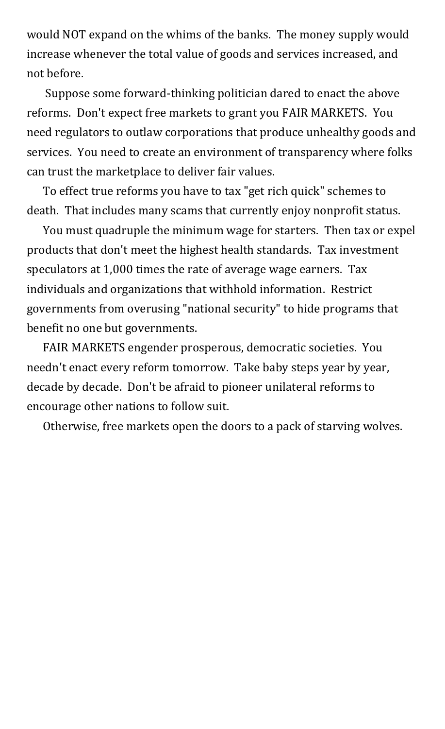would NOT expand on the whims of the banks. The money supply would increase whenever the total value of goods and services increased, and not before.

Suppose some forward-thinking politician dared to enact the above reforms. Don't expect free markets to grant you FAIR MARKETS. You need regulators to outlaw corporations that produce unhealthy goods and services. You need to create an environment of transparency where folks can trust the marketplace to deliver fair values.

To effect true reforms you have to tax "get rich quick" schemes to death. That includes many scams that currently enjoy nonprofit status.

You must quadruple the minimum wage for starters. Then tax or expel products that don't meet the highest health standards. Tax investment speculators at 1,000 times the rate of average wage earners. Tax individuals and organizations that withhold information. Restrict governments from overusing "national security" to hide programs that benefit no one but governments.

FAIR MARKETS engender prosperous, democratic societies. You needn't enact every reform tomorrow. Take baby steps year by year, decade by decade. Don't be afraid to pioneer unilateral reforms to encourage other nations to follow suit.

Otherwise, free markets open the doors to a pack of starving wolves.